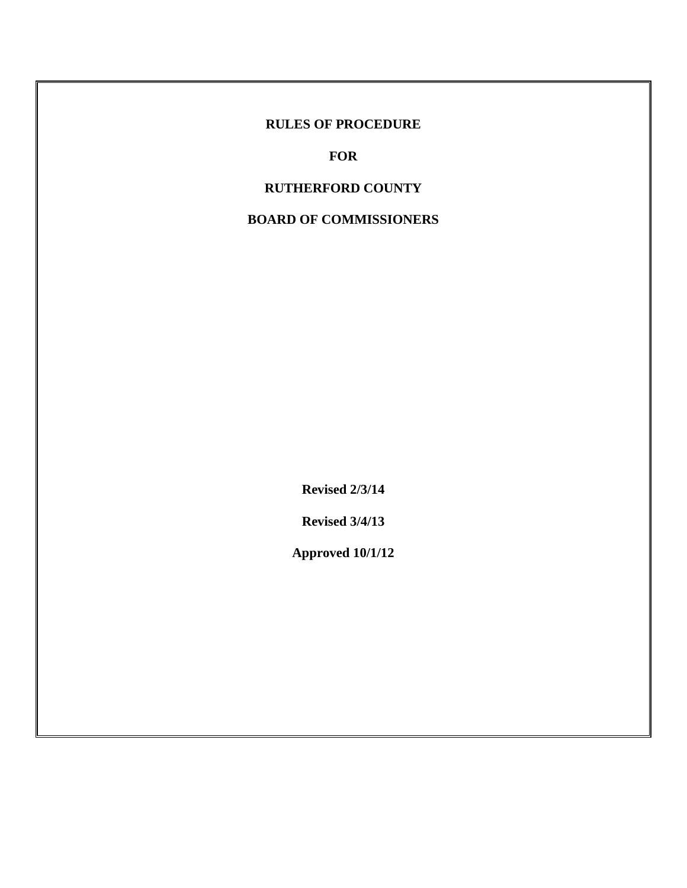# RULES OF PROCEDURE

# FOR

# RUTHERFORD COUNTY

# BOARD OF COMMISSIONERS

**Revised 2/3/14**

**Revised 3/4/13**

**Approved 10/1/12**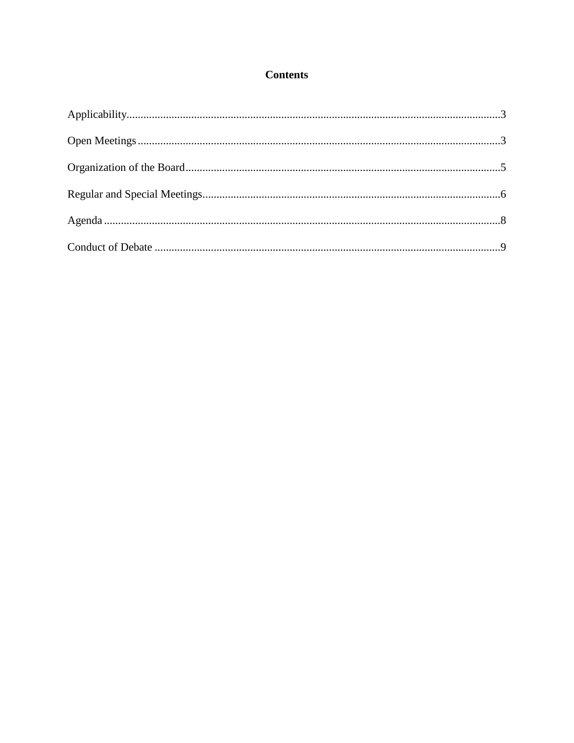# Contents

Applicability....................................................................................................................................3

Open Meetings ................................................................................................................................3

Organization of the Board...............................................................................................................5

Regular and Special Meetings.........................................................................................................6

Agenda ............................................................................................................................................8

Conduct of Debate ..........................................................................................................................9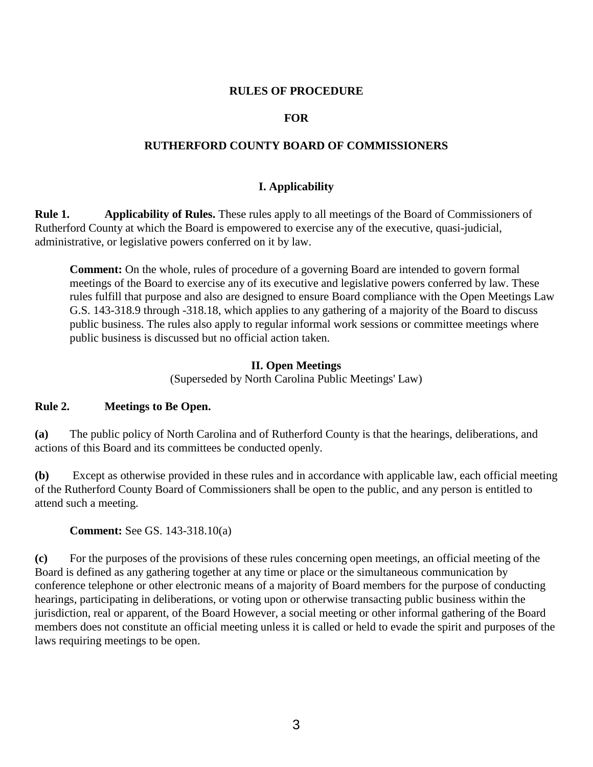# RULES OF PROCEDURE

# FOR

# RUTHERFORD COUNTY BOARD OF COMMISSIONERS

## I. Applicability

**Rule 1. Applicability of Rules.** These rules apply to all meetings of the Board of Commissioners of Rutherford County at which the Board is empowered to exercise any of the executive, quasi-judicial, administrative, or legislative powers conferred on it by law.

> **Comment:** On the whole, rules of procedure of a governing Board are intended to govern formal meetings of the Board to exercise any of its executive and legislative powers conferred by law. These rules fulfill that purpose and also are designed to ensure Board compliance with the Open Meetings Law G.S. 143-318.9 through -318.18, which applies to any gathering of a majority of the Board to discuss public business. The rules also apply to regular informal work sessions or committee meetings where public business is discussed but no official action taken.

## II. Open Meetings

(Superseded by North Carolina Public Meetings' Law)

**Rule 2. Meetings to Be Open.**

**(a)** The public policy of North Carolina and of Rutherford County is that the hearings, deliberations, and actions of this Board and its committees be conducted openly.

**(b)** Except as otherwise provided in these rules and in accordance with applicable law, each official meeting of the Rutherford County Board of Commissioners shall be open to the public, and any person is entitled to attend such a meeting.

> **Comment:** See GS. 143-318.10(a)

**(c)** For the purposes of the provisions of these rules concerning open meetings, an official meeting of the Board is defined as any gathering together at any time or place or the simultaneous communication by conference telephone or other electronic means of a majority of Board members for the purpose of conducting hearings, participating in deliberations, or voting upon or otherwise transacting public business within the jurisdiction, real or apparent, of the Board However, a social meeting or other informal gathering of the Board members does not constitute an official meeting unless it is called or held to evade the spirit and purposes of the laws requiring meetings to be open.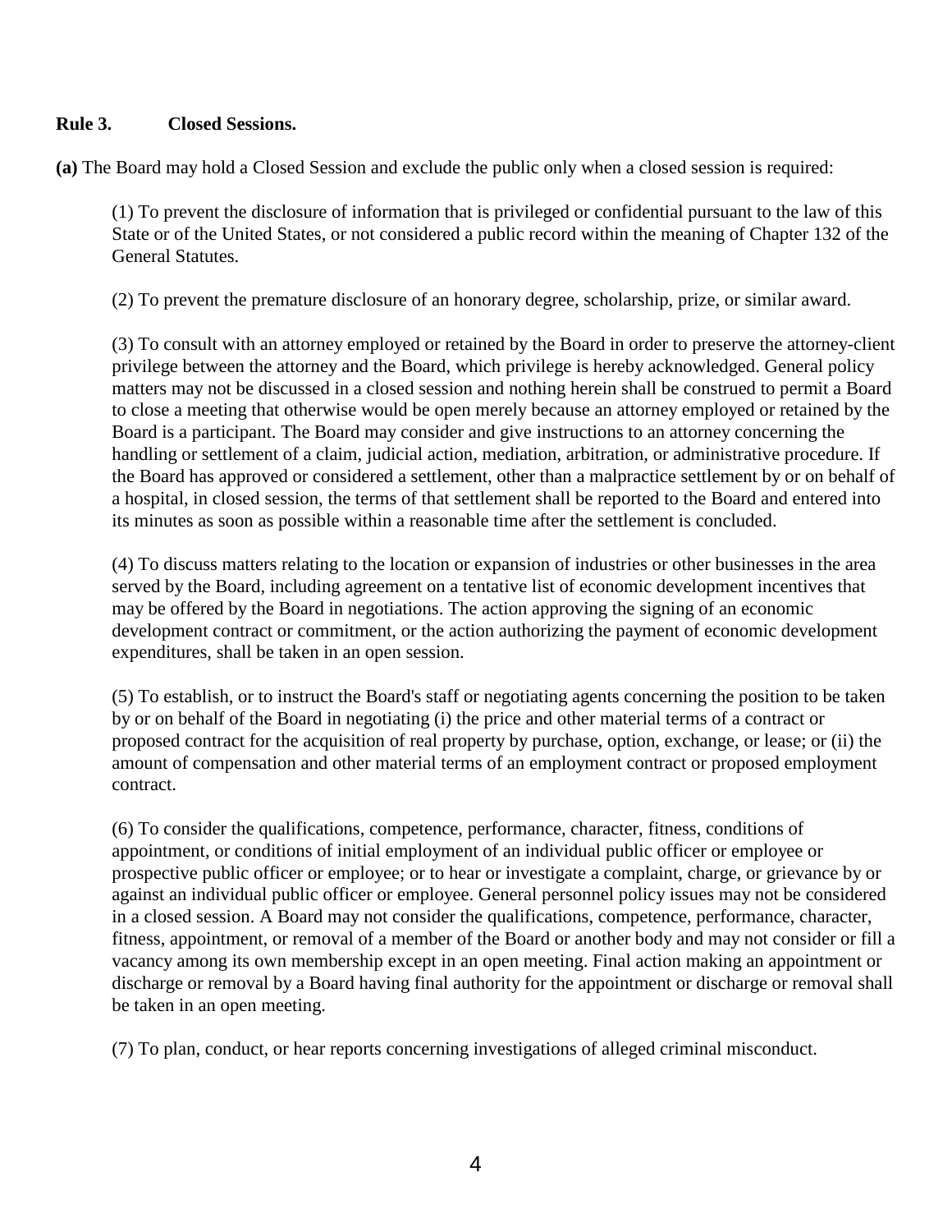**Rule 3. Closed Sessions.**

**(a)** The Board may hold a Closed Session and exclude the public only when a closed session is required:

(1) To prevent the disclosure of information that is privileged or confidential pursuant to the law of this State or of the United States, or not considered a public record within the meaning of Chapter 132 of the General Statutes.

(2) To prevent the premature disclosure of an honorary degree, scholarship, prize, or similar award.

(3) To consult with an attorney employed or retained by the Board in order to preserve the attorney-client privilege between the attorney and the Board, which privilege is hereby acknowledged. General policy matters may not be discussed in a closed session and nothing herein shall be construed to permit a Board to close a meeting that otherwise would be open merely because an attorney employed or retained by the Board is a participant. The Board may consider and give instructions to an attorney concerning the handling or settlement of a claim, judicial action, mediation, arbitration, or administrative procedure. If the Board has approved or considered a settlement, other than a malpractice settlement by or on behalf of a hospital, in closed session, the terms of that settlement shall be reported to the Board and entered into its minutes as soon as possible within a reasonable time after the settlement is concluded.

(4) To discuss matters relating to the location or expansion of industries or other businesses in the area served by the Board, including agreement on a tentative list of economic development incentives that may be offered by the Board in negotiations. The action approving the signing of an economic development contract or commitment, or the action authorizing the payment of economic development expenditures, shall be taken in an open session.

(5) To establish, or to instruct the Board's staff or negotiating agents concerning the position to be taken by or on behalf of the Board in negotiating (i) the price and other material terms of a contract or proposed contract for the acquisition of real property by purchase, option, exchange, or lease; or (ii) the amount of compensation and other material terms of an employment contract or proposed employment contract.

(6) To consider the qualifications, competence, performance, character, fitness, conditions of appointment, or conditions of initial employment of an individual public officer or employee or prospective public officer or employee; or to hear or investigate a complaint, charge, or grievance by or against an individual public officer or employee. General personnel policy issues may not be considered in a closed session. A Board may not consider the qualifications, competence, performance, character, fitness, appointment, or removal of a member of the Board or another body and may not consider or fill a vacancy among its own membership except in an open meeting. Final action making an appointment or discharge or removal by a Board having final authority for the appointment or discharge or removal shall be taken in an open meeting.

(7) To plan, conduct, or hear reports concerning investigations of alleged criminal misconduct.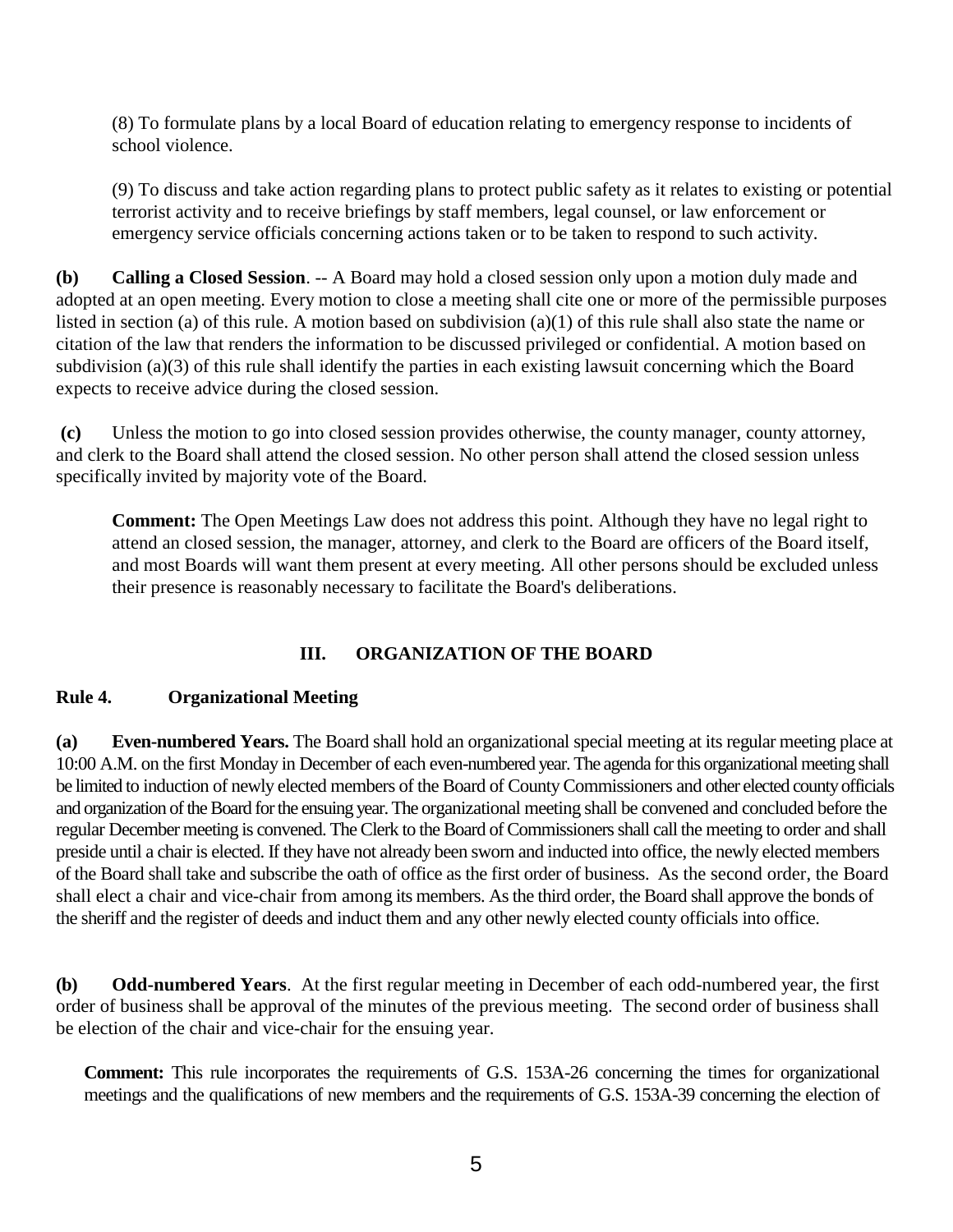(8) To formulate plans by a local Board of education relating to emergency response to incidents of school violence.

(9) To discuss and take action regarding plans to protect public safety as it relates to existing or potential terrorist activity and to receive briefings by staff members, legal counsel, or law enforcement or emergency service officials concerning actions taken or to be taken to respond to such activity.

**(b) Calling a Closed Session**. -- A Board may hold a closed session only upon a motion duly made and adopted at an open meeting. Every motion to close a meeting shall cite one or more of the permissible purposes listed in section (a) of this rule. A motion based on subdivision (a)(1) of this rule shall also state the name or citation of the law that renders the information to be discussed privileged or confidential. A motion based on subdivision (a)(3) of this rule shall identify the parties in each existing lawsuit concerning which the Board expects to receive advice during the closed session.

**(c)** Unless the motion to go into closed session provides otherwise, the county manager, county attorney, and clerk to the Board shall attend the closed session. No other person shall attend the closed session unless specifically invited by majority vote of the Board.

> **Comment:** The Open Meetings Law does not address this point. Although they have no legal right to attend an closed session, the manager, attorney, and clerk to the Board are officers of the Board itself, and most Boards will want them present at every meeting. All other persons should be excluded unless their presence is reasonably necessary to facilitate the Board's deliberations.

## III. ORGANIZATION OF THE BOARD

### Rule 4. Organizational Meeting

**(a) Even-numbered Years.** The Board shall hold an organizational special meeting at its regular meeting place at 10:00 A.M. on the first Monday in December of each even-numbered year. The agenda for this organizational meeting shall be limited to induction of newly elected members of the Board of County Commissioners and other elected county officials and organization of the Board for the ensuing year. The organizational meeting shall be convened and concluded before the regular December meeting is convened. The Clerk to the Board of Commissioners shall call the meeting to order and shall preside until a chair is elected. If they have not already been sworn and inducted into office, the newly elected members of the Board shall take and subscribe the oath of office as the first order of business. As the second order, the Board shall elect a chair and vice-chair from among its members. As the third order, the Board shall approve the bonds of the sheriff and the register of deeds and induct them and any other newly elected county officials into office.

**(b) Odd-numbered Years**. At the first regular meeting in December of each odd-numbered year, the first order of business shall be approval of the minutes of the previous meeting. The second order of business shall be election of the chair and vice-chair for the ensuing year.

> **Comment:** This rule incorporates the requirements of G.S. 153A-26 concerning the times for organizational meetings and the qualifications of new members and the requirements of G.S. 153A-39 concerning the election of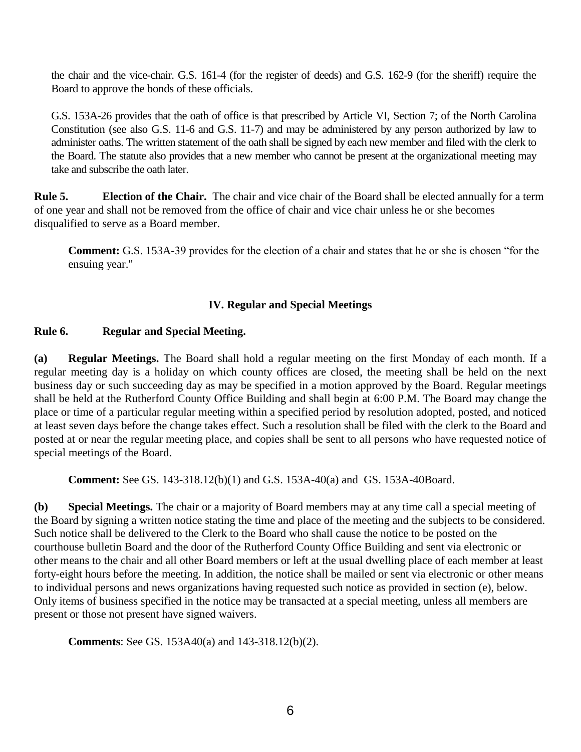the chair and the vice-chair. G.S. 161-4 (for the register of deeds) and G.S. 162-9 (for the sheriff) require the Board to approve the bonds of these officials.

G.S. 153A-26 provides that the oath of office is that prescribed by Article VI, Section 7; of the North Carolina Constitution (see also G.S. 11-6 and G.S. 11-7) and may be administered by any person authorized by law to administer oaths. The written statement of the oath shall be signed by each new member and filed with the clerk to the Board. The statute also provides that a new member who cannot be present at the organizational meeting may take and subscribe the oath later.

**Rule 5. Election of the Chair.** The chair and vice chair of the Board shall be elected annually for a term of one year and shall not be removed from the office of chair and vice chair unless he or she becomes disqualified to serve as a Board member.

> **Comment:** G.S. 153A-39 provides for the election of a chair and states that he or she is chosen "for the ensuing year."

## IV. Regular and Special Meetings

**Rule 6. Regular and Special Meeting.**

**(a) Regular Meetings.** The Board shall hold a regular meeting on the first Monday of each month. If a regular meeting day is a holiday on which county offices are closed, the meeting shall be held on the next business day or such succeeding day as may be specified in a motion approved by the Board. Regular meetings shall be held at the Rutherford County Office Building and shall begin at 6:00 P.M. The Board may change the place or time of a particular regular meeting within a specified period by resolution adopted, posted, and noticed at least seven days before the change takes effect. Such a resolution shall be filed with the clerk to the Board and posted at or near the regular meeting place, and copies shall be sent to all persons who have requested notice of special meetings of the Board.

> **Comment:** See GS. 143-318.12(b)(1) and G.S. 153A-40(a) and GS. 153A-40Board.

**(b) Special Meetings.** The chair or a majority of Board members may at any time call a special meeting of the Board by signing a written notice stating the time and place of the meeting and the subjects to be considered. Such notice shall be delivered to the Clerk to the Board who shall cause the notice to be posted on the courthouse bulletin Board and the door of the Rutherford County Office Building and sent via electronic or other means to the chair and all other Board members or left at the usual dwelling place of each member at least forty-eight hours before the meeting. In addition, the notice shall be mailed or sent via electronic or other means to individual persons and news organizations having requested such notice as provided in section (e), below. Only items of business specified in the notice may be transacted at a special meeting, unless all members are present or those not present have signed waivers.

> **Comments**: See GS. 153A40(a) and 143-318.12(b)(2).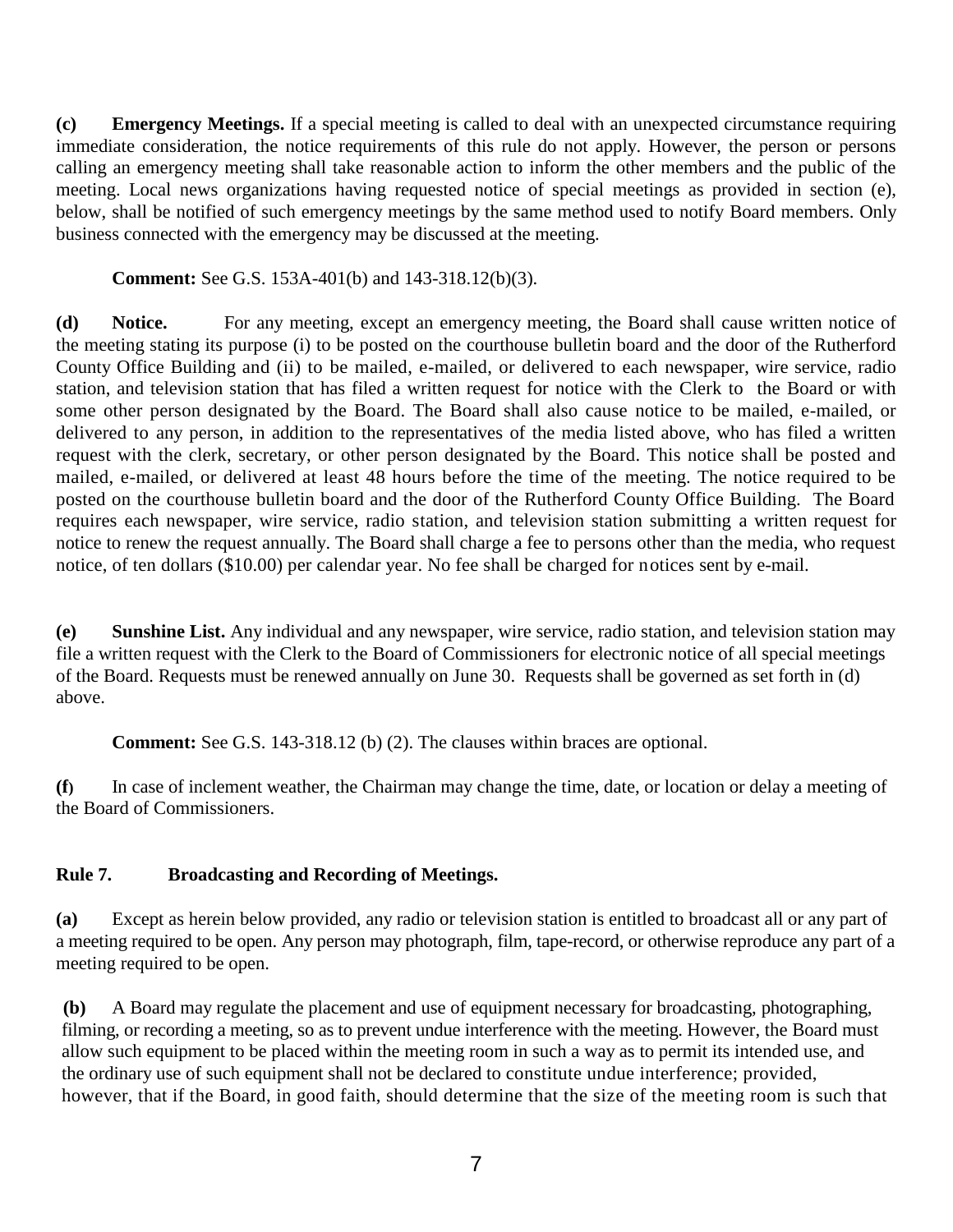**(c) Emergency Meetings.** If a special meeting is called to deal with an unexpected circumstance requiring immediate consideration, the notice requirements of this rule do not apply. However, the person or persons calling an emergency meeting shall take reasonable action to inform the other members and the public of the meeting. Local news organizations having requested notice of special meetings as provided in section (e), below, shall be notified of such emergency meetings by the same method used to notify Board members. Only business connected with the emergency may be discussed at the meeting.

**Comment:** See G.S. 153A-401(b) and 143-318.12(b)(3).

**(d) Notice.** For any meeting, except an emergency meeting, the Board shall cause written notice of the meeting stating its purpose (i) to be posted on the courthouse bulletin board and the door of the Rutherford County Office Building and (ii) to be mailed, e-mailed, or delivered to each newspaper, wire service, radio station, and television station that has filed a written request for notice with the Clerk to the Board or with some other person designated by the Board. The Board shall also cause notice to be mailed, e-mailed, or delivered to any person, in addition to the representatives of the media listed above, who has filed a written request with the clerk, secretary, or other person designated by the Board. This notice shall be posted and mailed, e-mailed, or delivered at least 48 hours before the time of the meeting. The notice required to be posted on the courthouse bulletin board and the door of the Rutherford County Office Building. The Board requires each newspaper, wire service, radio station, and television station submitting a written request for notice to renew the request annually. The Board shall charge a fee to persons other than the media, who request notice, of ten dollars ($10.00) per calendar year. No fee shall be charged for notices sent by e-mail.

**(e) Sunshine List.** Any individual and any newspaper, wire service, radio station, and television station may file a written request with the Clerk to the Board of Commissioners for electronic notice of all special meetings of the Board. Requests must be renewed annually on June 30. Requests shall be governed as set forth in (d) above.

**Comment:** See G.S. 143-318.12 (b) (2). The clauses within braces are optional.

**(f)** In case of inclement weather, the Chairman may change the time, date, or location or delay a meeting of the Board of Commissioners.

## Rule 7. Broadcasting and Recording of Meetings.

**(a)** Except as herein below provided, any radio or television station is entitled to broadcast all or any part of a meeting required to be open. Any person may photograph, film, tape-record, or otherwise reproduce any part of a meeting required to be open.

**(b)** A Board may regulate the placement and use of equipment necessary for broadcasting, photographing, filming, or recording a meeting, so as to prevent undue interference with the meeting. However, the Board must allow such equipment to be placed within the meeting room in such a way as to permit its intended use, and the ordinary use of such equipment shall not be declared to constitute undue interference; provided, however, that if the Board, in good faith, should determine that the size of the meeting room is such that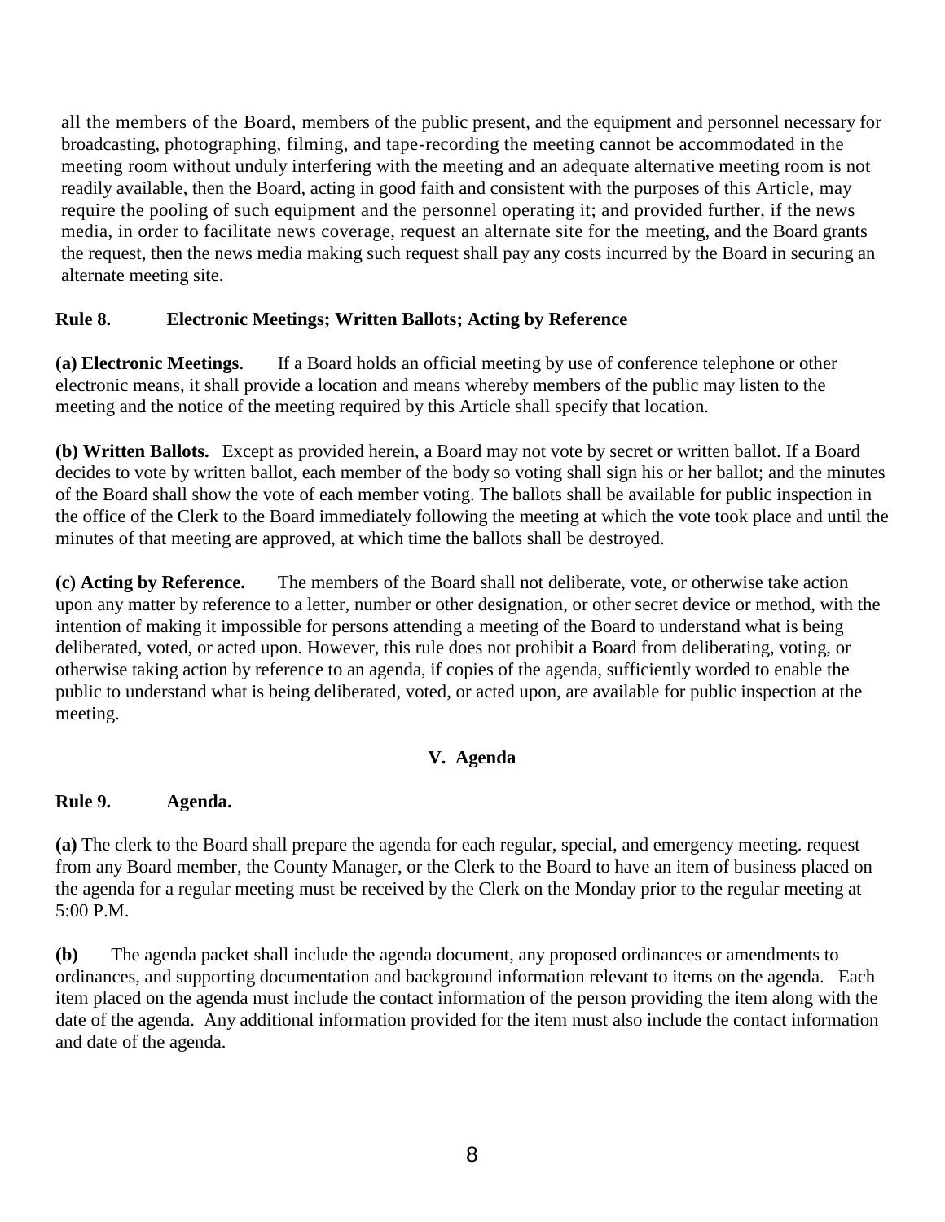all the members of the Board, members of the public present, and the equipment and personnel necessary for broadcasting, photographing, filming, and tape-recording the meeting cannot be accommodated in the meeting room without unduly interfering with the meeting and an adequate alternative meeting room is not readily available, then the Board, acting in good faith and consistent with the purposes of this Article, may require the pooling of such equipment and the personnel operating it; and provided further, if the news media, in order to facilitate news coverage, request an alternate site for the meeting, and the Board grants the request, then the news media making such request shall pay any costs incurred by the Board in securing an alternate meeting site.

**Rule 8. Electronic Meetings; Written Ballots; Acting by Reference**

**(a) Electronic Meetings**. If a Board holds an official meeting by use of conference telephone or other electronic means, it shall provide a location and means whereby members of the public may listen to the meeting and the notice of the meeting required by this Article shall specify that location.

**(b) Written Ballots.** Except as provided herein, a Board may not vote by secret or written ballot. If a Board decides to vote by written ballot, each member of the body so voting shall sign his or her ballot; and the minutes of the Board shall show the vote of each member voting. The ballots shall be available for public inspection in the office of the Clerk to the Board immediately following the meeting at which the vote took place and until the minutes of that meeting are approved, at which time the ballots shall be destroyed.

**(c) Acting by Reference.** The members of the Board shall not deliberate, vote, or otherwise take action upon any matter by reference to a letter, number or other designation, or other secret device or method, with the intention of making it impossible for persons attending a meeting of the Board to understand what is being deliberated, voted, or acted upon. However, this rule does not prohibit a Board from deliberating, voting, or otherwise taking action by reference to an agenda, if copies of the agenda, sufficiently worded to enable the public to understand what is being deliberated, voted, or acted upon, are available for public inspection at the meeting.

## V. Agenda

**Rule 9. Agenda.**

**(a)** The clerk to the Board shall prepare the agenda for each regular, special, and emergency meeting. request from any Board member, the County Manager, or the Clerk to the Board to have an item of business placed on the agenda for a regular meeting must be received by the Clerk on the Monday prior to the regular meeting at 5:00 P.M.

**(b)** The agenda packet shall include the agenda document, any proposed ordinances or amendments to ordinances, and supporting documentation and background information relevant to items on the agenda. Each item placed on the agenda must include the contact information of the person providing the item along with the date of the agenda. Any additional information provided for the item must also include the contact information and date of the agenda.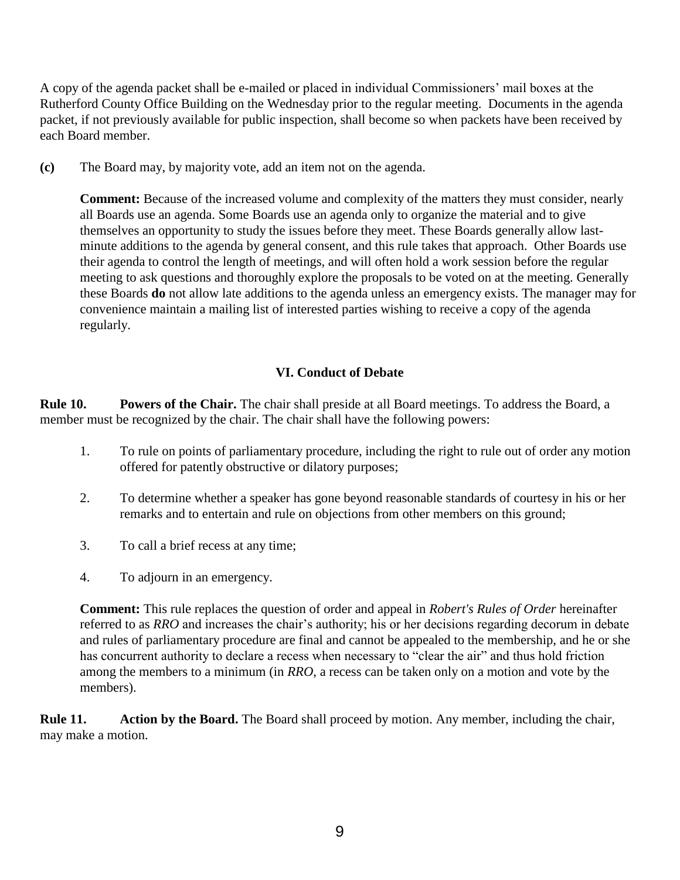A copy of the agenda packet shall be e-mailed or placed in individual Commissioners' mail boxes at the Rutherford County Office Building on the Wednesday prior to the regular meeting. Documents in the agenda packet, if not previously available for public inspection, shall become so when packets have been received by each Board member.

**(c)** The Board may, by majority vote, add an item not on the agenda.

**Comment:** Because of the increased volume and complexity of the matters they must consider, nearly all Boards use an agenda. Some Boards use an agenda only to organize the material and to give themselves an opportunity to study the issues before they meet. These Boards generally allow last-minute additions to the agenda by general consent, and this rule takes that approach. Other Boards use their agenda to control the length of meetings, and will often hold a work session before the regular meeting to ask questions and thoroughly explore the proposals to be voted on at the meeting. Generally these Boards **do** not allow late additions to the agenda unless an emergency exists. The manager may for convenience maintain a mailing list of interested parties wishing to receive a copy of the agenda regularly.

## VI. Conduct of Debate

**Rule 10. Powers of the Chair.** The chair shall preside at all Board meetings. To address the Board, a member must be recognized by the chair. The chair shall have the following powers:

1. To rule on points of parliamentary procedure, including the right to rule out of order any motion offered for patently obstructive or dilatory purposes;
2. To determine whether a speaker has gone beyond reasonable standards of courtesy in his or her remarks and to entertain and rule on objections from other members on this ground;
3. To call a brief recess at any time;
4. To adjourn in an emergency.

**Comment:** This rule replaces the question of order and appeal in *Robert's Rules of Order* hereinafter referred to as *RRO* and increases the chair's authority; his or her decisions regarding decorum in debate and rules of parliamentary procedure are final and cannot be appealed to the membership, and he or she has concurrent authority to declare a recess when necessary to "clear the air" and thus hold friction among the members to a minimum (in *RRO*, a recess can be taken only on a motion and vote by the members).

**Rule 11. Action by the Board.** The Board shall proceed by motion. Any member, including the chair, may make a motion.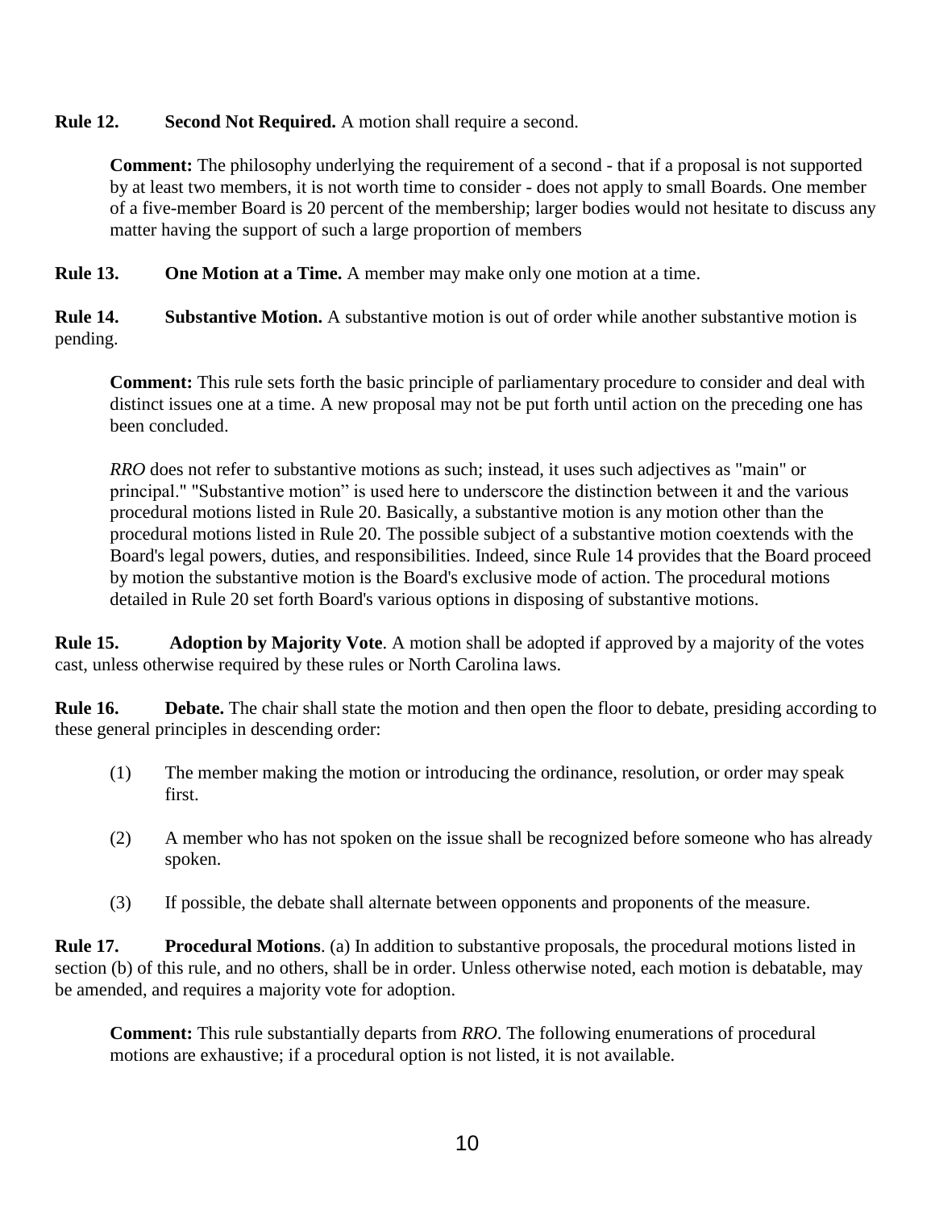**Rule 12.** **Second Not Required.** A motion shall require a second.

> **Comment:** The philosophy underlying the requirement of a second - that if a proposal is not supported by at least two members, it is not worth time to consider - does not apply to small Boards. One member of a five-member Board is 20 percent of the membership; larger bodies would not hesitate to discuss any matter having the support of such a large proportion of members

**Rule 13.** **One Motion at a Time.** A member may make only one motion at a time.

**Rule 14.** **Substantive Motion.** A substantive motion is out of order while another substantive motion is pending.

> **Comment:** This rule sets forth the basic principle of parliamentary procedure to consider and deal with distinct issues one at a time. A new proposal may not be put forth until action on the preceding one has been concluded.
>
> *RRO* does not refer to substantive motions as such; instead, it uses such adjectives as "main" or principal." "Substantive motion" is used here to underscore the distinction between it and the various procedural motions listed in Rule 20. Basically, a substantive motion is any motion other than the procedural motions listed in Rule 20. The possible subject of a substantive motion coextends with the Board's legal powers, duties, and responsibilities. Indeed, since Rule 14 provides that the Board proceed by motion the substantive motion is the Board's exclusive mode of action. The procedural motions detailed in Rule 20 set forth Board's various options in disposing of substantive motions.

**Rule 15.** **Adoption by Majority Vote**. A motion shall be adopted if approved by a majority of the votes cast, unless otherwise required by these rules or North Carolina laws.

**Rule 16.** **Debate.** The chair shall state the motion and then open the floor to debate, presiding according to these general principles in descending order:

(1) The member making the motion or introducing the ordinance, resolution, or order may speak first.

(2) A member who has not spoken on the issue shall be recognized before someone who has already spoken.

(3) If possible, the debate shall alternate between opponents and proponents of the measure.

**Rule 17.** **Procedural Motions**. (a) In addition to substantive proposals, the procedural motions listed in section (b) of this rule, and no others, shall be in order. Unless otherwise noted, each motion is debatable, may be amended, and requires a majority vote for adoption.

> **Comment:** This rule substantially departs from *RRO*. The following enumerations of procedural motions are exhaustive; if a procedural option is not listed, it is not available.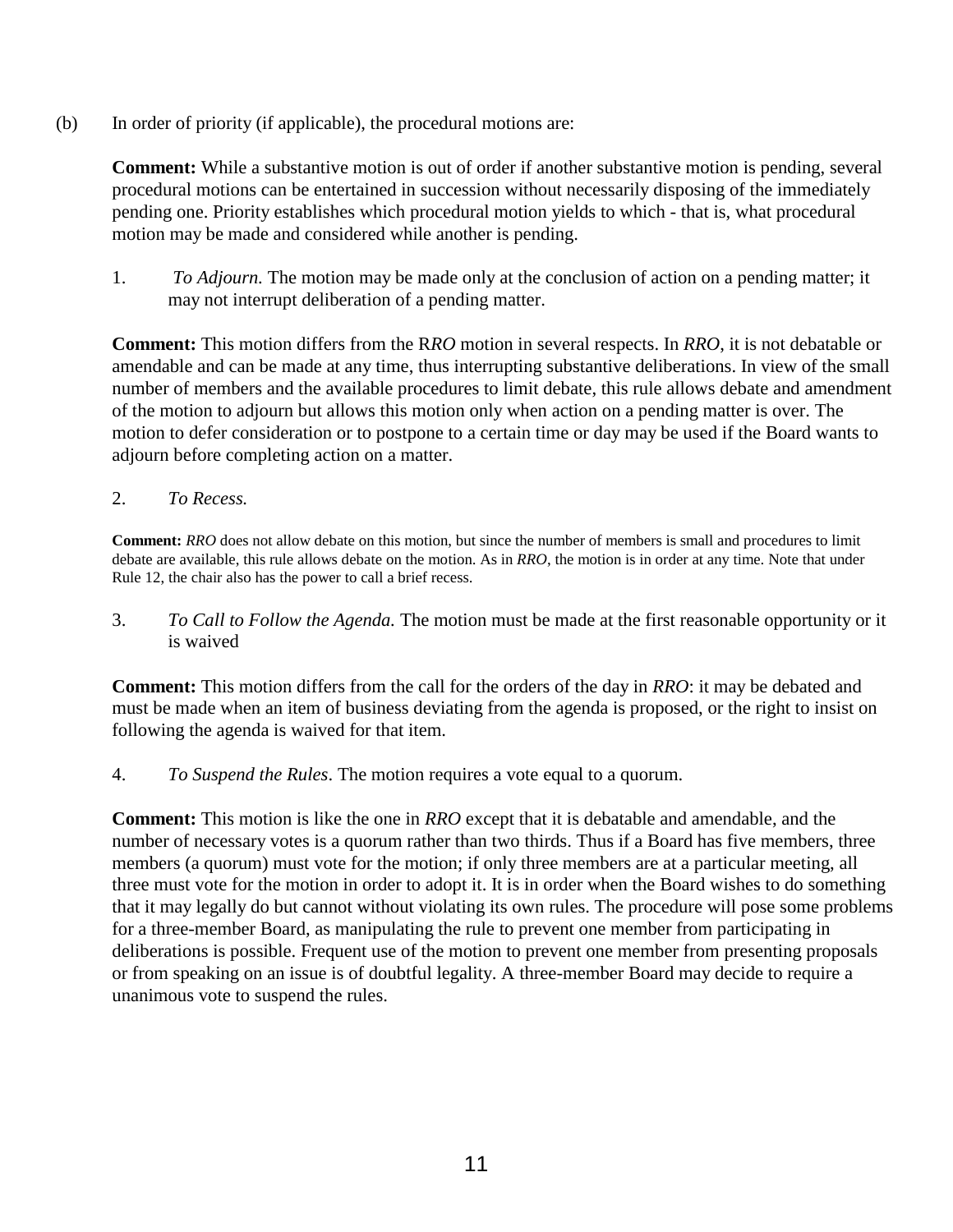(b) In order of priority (if applicable), the procedural motions are:

**Comment:** While a substantive motion is out of order if another substantive motion is pending, several procedural motions can be entertained in succession without necessarily disposing of the immediately pending one. Priority establishes which procedural motion yields to which - that is, what procedural motion may be made and considered while another is pending.

1. *To Adjourn.* The motion may be made only at the conclusion of action on a pending matter; it may not interrupt deliberation of a pending matter.

**Comment:** This motion differs from the R*RO* motion in several respects. In *RRO*, it is not debatable or amendable and can be made at any time, thus interrupting substantive deliberations. In view of the small number of members and the available procedures to limit debate, this rule allows debate and amendment of the motion to adjourn but allows this motion only when action on a pending matter is over. The motion to defer consideration or to postpone to a certain time or day may be used if the Board wants to adjourn before completing action on a matter.

2. *To Recess.*

**Comment:** *RRO* does not allow debate on this motion, but since the number of members is small and procedures to limit debate are available, this rule allows debate on the motion. As in *RRO*, the motion is in order at any time. Note that under Rule 12, the chair also has the power to call a brief recess.

3. *To Call to Follow the Agenda.* The motion must be made at the first reasonable opportunity or it is waived

**Comment:** This motion differs from the call for the orders of the day in *RRO*: it may be debated and must be made when an item of business deviating from the agenda is proposed, or the right to insist on following the agenda is waived for that item.

4. *To Suspend the Rules*. The motion requires a vote equal to a quorum.

**Comment:** This motion is like the one in *RRO* except that it is debatable and amendable, and the number of necessary votes is a quorum rather than two thirds. Thus if a Board has five members, three members (a quorum) must vote for the motion; if only three members are at a particular meeting, all three must vote for the motion in order to adopt it. It is in order when the Board wishes to do something that it may legally do but cannot without violating its own rules. The procedure will pose some problems for a three-member Board, as manipulating the rule to prevent one member from participating in deliberations is possible. Frequent use of the motion to prevent one member from presenting proposals or from speaking on an issue is of doubtful legality. A three-member Board may decide to require a unanimous vote to suspend the rules.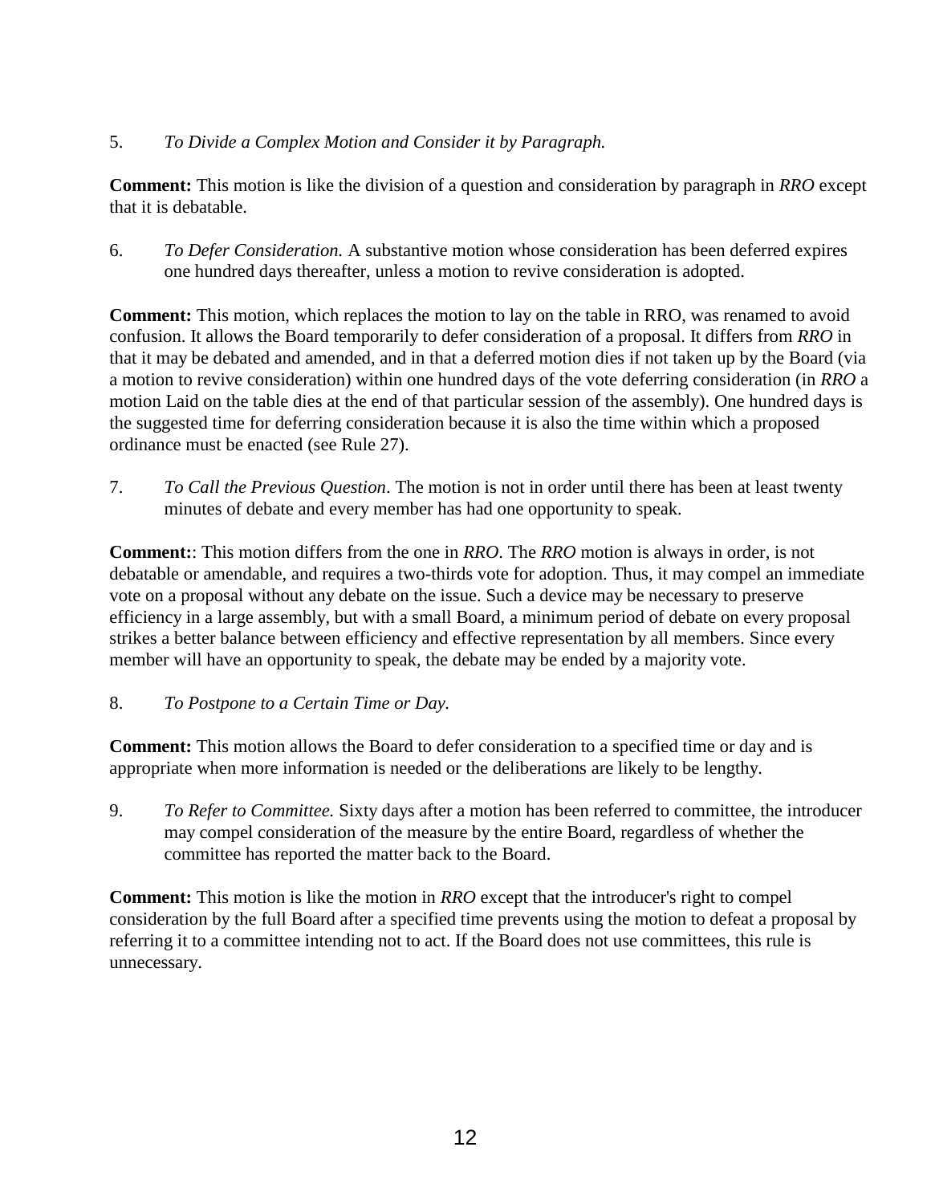5. *To Divide a Complex Motion and Consider it by Paragraph.*

**Comment:** This motion is like the division of a question and consideration by paragraph in *RRO* except that it is debatable.

6. *To Defer Consideration.* A substantive motion whose consideration has been deferred expires one hundred days thereafter, unless a motion to revive consideration is adopted.

**Comment:** This motion, which replaces the motion to lay on the table in RRO, was renamed to avoid confusion. It allows the Board temporarily to defer consideration of a proposal. It differs from *RRO* in that it may be debated and amended, and in that a deferred motion dies if not taken up by the Board (via a motion to revive consideration) within one hundred days of the vote deferring consideration (in *RRO* a motion Laid on the table dies at the end of that particular session of the assembly). One hundred days is the suggested time for deferring consideration because it is also the time within which a proposed ordinance must be enacted (see Rule 27).

7. *To Call the Previous Question*. The motion is not in order until there has been at least twenty minutes of debate and every member has had one opportunity to speak.

**Comment:**: This motion differs from the one in *RRO*. The *RRO* motion is always in order, is not debatable or amendable, and requires a two-thirds vote for adoption. Thus, it may compel an immediate vote on a proposal without any debate on the issue. Such a device may be necessary to preserve efficiency in a large assembly, but with a small Board, a minimum period of debate on every proposal strikes a better balance between efficiency and effective representation by all members. Since every member will have an opportunity to speak, the debate may be ended by a majority vote.

8. *To Postpone to a Certain Time or Day.*

**Comment:** This motion allows the Board to defer consideration to a specified time or day and is appropriate when more information is needed or the deliberations are likely to be lengthy.

9. *To Refer to Committee.* Sixty days after a motion has been referred to committee, the introducer may compel consideration of the measure by the entire Board, regardless of whether the committee has reported the matter back to the Board.

**Comment:** This motion is like the motion in *RRO* except that the introducer's right to compel consideration by the full Board after a specified time prevents using the motion to defeat a proposal by referring it to a committee intending not to act. If the Board does not use committees, this rule is unnecessary.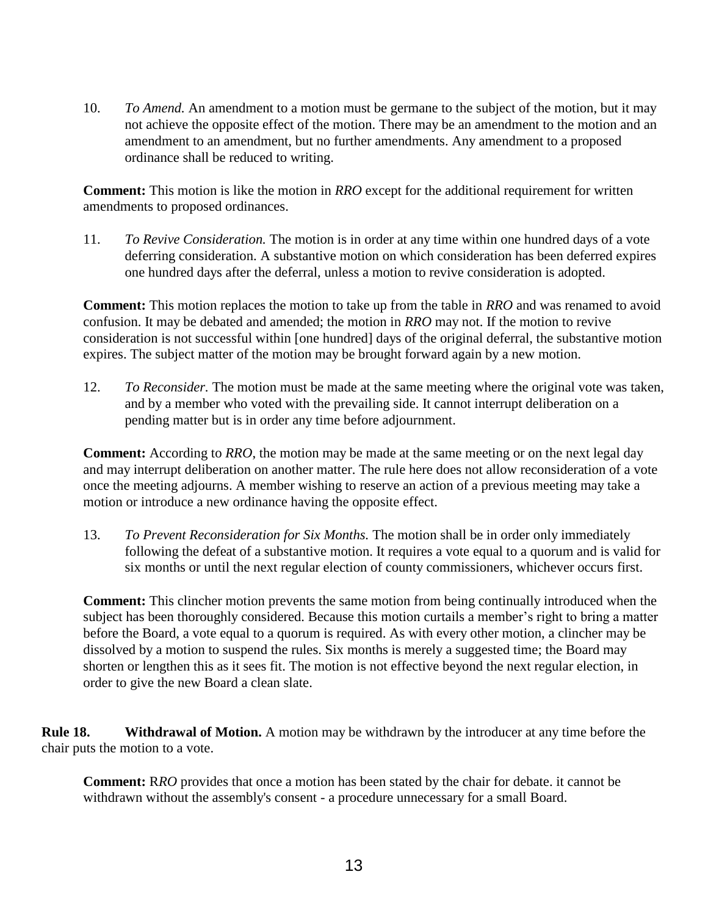10. *To Amend.* An amendment to a motion must be germane to the subject of the motion, but it may not achieve the opposite effect of the motion. There may be an amendment to the motion and an amendment to an amendment, but no further amendments. Any amendment to a proposed ordinance shall be reduced to writing.

**Comment:** This motion is like the motion in *RRO* except for the additional requirement for written amendments to proposed ordinances.

11. *To Revive Consideration.* The motion is in order at any time within one hundred days of a vote deferring consideration. A substantive motion on which consideration has been deferred expires one hundred days after the deferral, unless a motion to revive consideration is adopted.

**Comment:** This motion replaces the motion to take up from the table in *RRO* and was renamed to avoid confusion. It may be debated and amended; the motion in *RRO* may not. If the motion to revive consideration is not successful within [one hundred] days of the original deferral, the substantive motion expires. The subject matter of the motion may be brought forward again by a new motion.

12. *To Reconsider.* The motion must be made at the same meeting where the original vote was taken, and by a member who voted with the prevailing side. It cannot interrupt deliberation on a pending matter but is in order any time before adjournment.

**Comment:** According to *RRO*, the motion may be made at the same meeting or on the next legal day and may interrupt deliberation on another matter. The rule here does not allow reconsideration of a vote once the meeting adjourns. A member wishing to reserve an action of a previous meeting may take a motion or introduce a new ordinance having the opposite effect.

13. *To Prevent Reconsideration for Six Months.* The motion shall be in order only immediately following the defeat of a substantive motion. It requires a vote equal to a quorum and is valid for six months or until the next regular election of county commissioners, whichever occurs first.

**Comment:** This clincher motion prevents the same motion from being continually introduced when the subject has been thoroughly considered. Because this motion curtails a member's right to bring a matter before the Board, a vote equal to a quorum is required. As with every other motion, a clincher may be dissolved by a motion to suspend the rules. Six months is merely a suggested time; the Board may shorten or lengthen this as it sees fit. The motion is not effective beyond the next regular election, in order to give the new Board a clean slate.

**Rule 18. Withdrawal of Motion.** A motion may be withdrawn by the introducer at any time before the chair puts the motion to a vote.

**Comment:** R*RO* provides that once a motion has been stated by the chair for debate. it cannot be withdrawn without the assembly's consent - a procedure unnecessary for a small Board.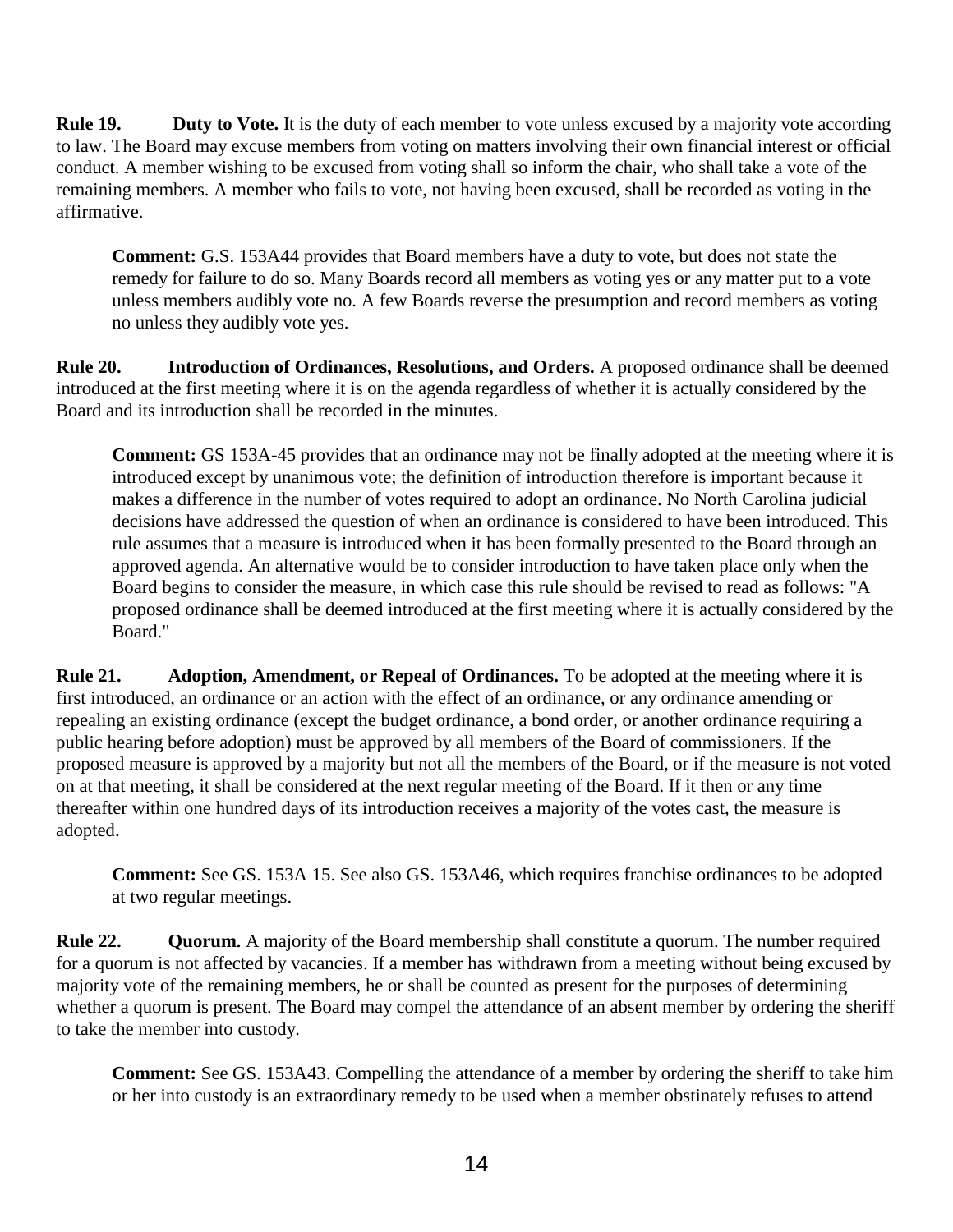**Rule 19.** **Duty to Vote.** It is the duty of each member to vote unless excused by a majority vote according to law. The Board may excuse members from voting on matters involving their own financial interest or official conduct. A member wishing to be excused from voting shall so inform the chair, who shall take a vote of the remaining members. A member who fails to vote, not having been excused, shall be recorded as voting in the affirmative.

> **Comment:** G.S. 153A44 provides that Board members have a duty to vote, but does not state the remedy for failure to do so. Many Boards record all members as voting yes or any matter put to a vote unless members audibly vote no. A few Boards reverse the presumption and record members as voting no unless they audibly vote yes.

**Rule 20.** **Introduction of Ordinances, Resolutions, and Orders.** A proposed ordinance shall be deemed introduced at the first meeting where it is on the agenda regardless of whether it is actually considered by the Board and its introduction shall be recorded in the minutes.

> **Comment:** GS 153A-45 provides that an ordinance may not be finally adopted at the meeting where it is introduced except by unanimous vote; the definition of introduction therefore is important because it makes a difference in the number of votes required to adopt an ordinance. No North Carolina judicial decisions have addressed the question of when an ordinance is considered to have been introduced. This rule assumes that a measure is introduced when it has been formally presented to the Board through an approved agenda. An alternative would be to consider introduction to have taken place only when the Board begins to consider the measure, in which case this rule should be revised to read as follows: "A proposed ordinance shall be deemed introduced at the first meeting where it is actually considered by the Board."

**Rule 21.** **Adoption, Amendment, or Repeal of Ordinances.** To be adopted at the meeting where it is first introduced, an ordinance or an action with the effect of an ordinance, or any ordinance amending or repealing an existing ordinance (except the budget ordinance, a bond order, or another ordinance requiring a public hearing before adoption) must be approved by all members of the Board of commissioners. If the proposed measure is approved by a majority but not all the members of the Board, or if the measure is not voted on at that meeting, it shall be considered at the next regular meeting of the Board. If it then or any time thereafter within one hundred days of its introduction receives a majority of the votes cast, the measure is adopted.

> **Comment:** See GS. 153A 15. See also GS. 153A46, which requires franchise ordinances to be adopted at two regular meetings.

**Rule 22.** **Quorum.** A majority of the Board membership shall constitute a quorum. The number required for a quorum is not affected by vacancies. If a member has withdrawn from a meeting without being excused by majority vote of the remaining members, he or shall be counted as present for the purposes of determining whether a quorum is present. The Board may compel the attendance of an absent member by ordering the sheriff to take the member into custody.

> **Comment:** See GS. 153A43. Compelling the attendance of a member by ordering the sheriff to take him or her into custody is an extraordinary remedy to be used when a member obstinately refuses to attend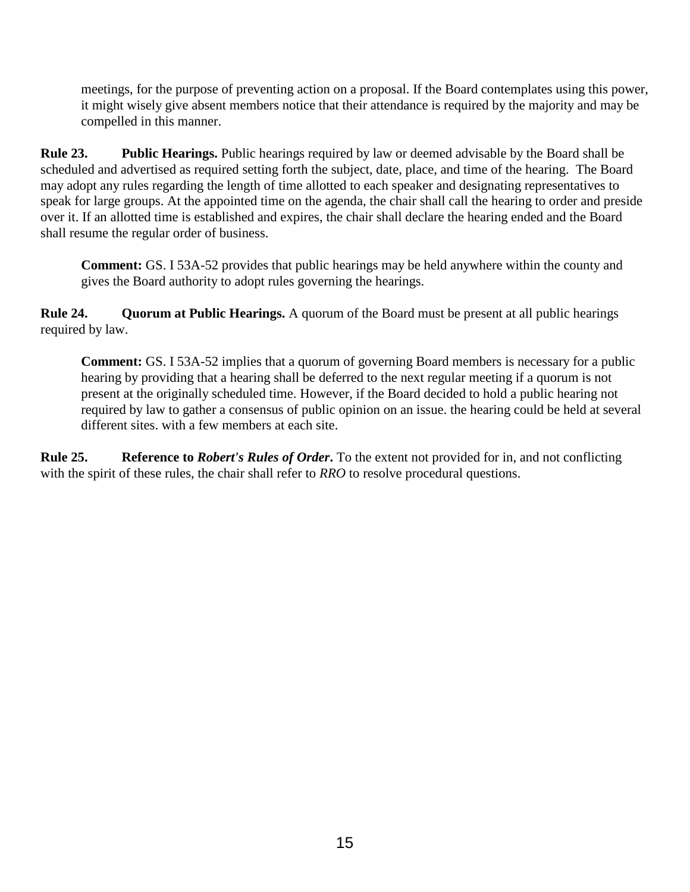meetings, for the purpose of preventing action on a proposal. If the Board contemplates using this power, it might wisely give absent members notice that their attendance is required by the majority and may be compelled in this manner.

**Rule 23. Public Hearings.** Public hearings required by law or deemed advisable by the Board shall be scheduled and advertised as required setting forth the subject, date, place, and time of the hearing. The Board may adopt any rules regarding the length of time allotted to each speaker and designating representatives to speak for large groups. At the appointed time on the agenda, the chair shall call the hearing to order and preside over it. If an allotted time is established and expires, the chair shall declare the hearing ended and the Board shall resume the regular order of business.

> **Comment:** GS. I 53A-52 provides that public hearings may be held anywhere within the county and gives the Board authority to adopt rules governing the hearings.

**Rule 24. Quorum at Public Hearings.** A quorum of the Board must be present at all public hearings required by law.

> **Comment:** GS. I 53A-52 implies that a quorum of governing Board members is necessary for a public hearing by providing that a hearing shall be deferred to the next regular meeting if a quorum is not present at the originally scheduled time. However, if the Board decided to hold a public hearing not required by law to gather a consensus of public opinion on an issue. the hearing could be held at several different sites. with a few members at each site.

**Rule 25. Reference to *Robert's Rules of Order*.** To the extent not provided for in, and not conflicting with the spirit of these rules, the chair shall refer to *RRO* to resolve procedural questions.